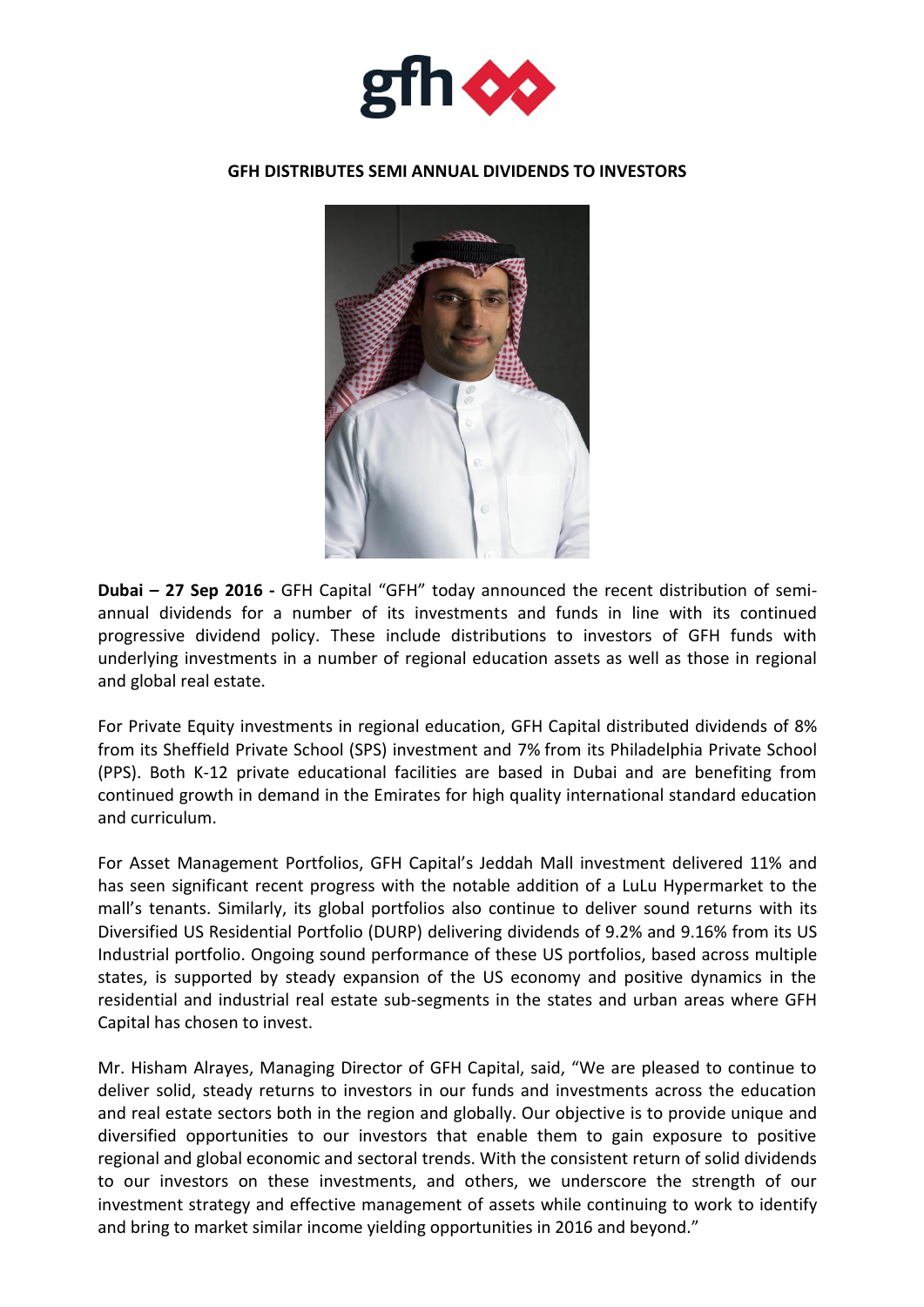# GFH DISTRIBUTES SEMI ANNUAL DIVIDENDS TO INVESTORS

**Dubai – 27 Sep 2016 -** GFH Capital "GFH" today announced the recent distribution of semi-annual dividends for a number of its investments and funds in line with its continued progressive dividend policy. These include distributions to investors of GFH funds with underlying investments in a number of regional education assets as well as those in regional and global real estate.

For Private Equity investments in regional education, GFH Capital distributed dividends of 8% from its Sheffield Private School (SPS) investment and 7% from its Philadelphia Private School (PPS). Both K-12 private educational facilities are based in Dubai and are benefiting from continued growth in demand in the Emirates for high quality international standard education and curriculum.

For Asset Management Portfolios, GFH Capital's Jeddah Mall investment delivered 11% and has seen significant recent progress with the notable addition of a LuLu Hypermarket to the mall's tenants. Similarly, its global portfolios also continue to deliver sound returns with its Diversified US Residential Portfolio (DURP) delivering dividends of 9.2% and 9.16% from its US Industrial portfolio. Ongoing sound performance of these US portfolios, based across multiple states, is supported by steady expansion of the US economy and positive dynamics in the residential and industrial real estate sub-segments in the states and urban areas where GFH Capital has chosen to invest.

Mr. Hisham Alrayes, Managing Director of GFH Capital, said, "We are pleased to continue to deliver solid, steady returns to investors in our funds and investments across the education and real estate sectors both in the region and globally. Our objective is to provide unique and diversified opportunities to our investors that enable them to gain exposure to positive regional and global economic and sectoral trends. With the consistent return of solid dividends to our investors on these investments, and others, we underscore the strength of our investment strategy and effective management of assets while continuing to work to identify and bring to market similar income yielding opportunities in 2016 and beyond."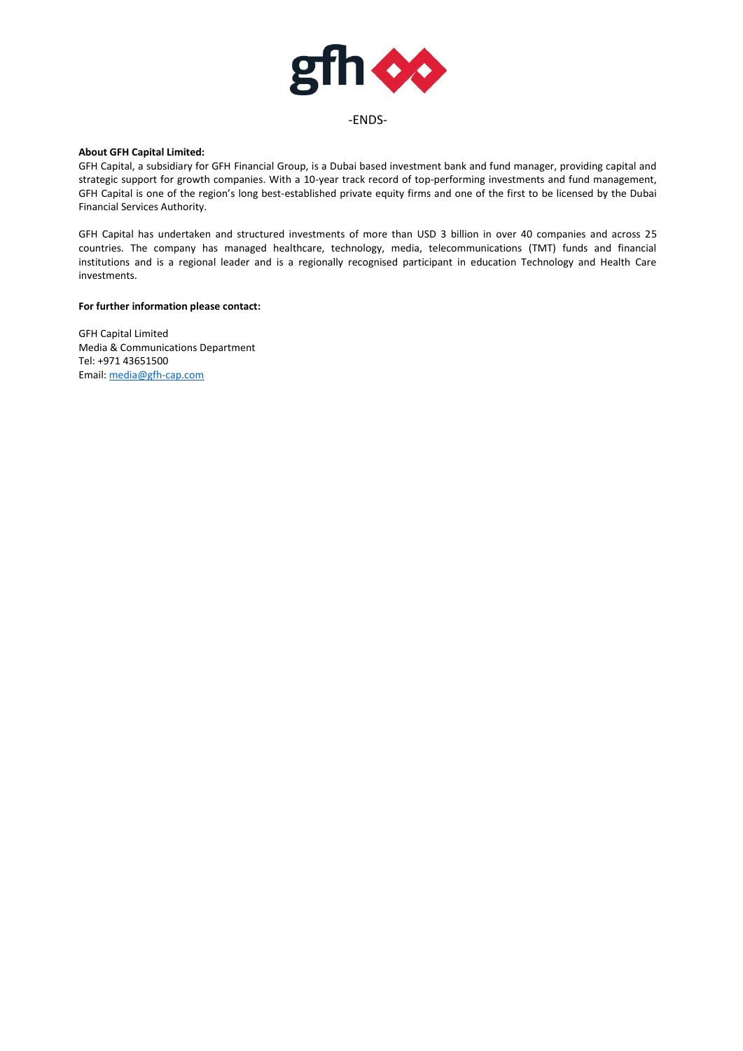-ENDS-

**About GFH Capital Limited:**

GFH Capital, a subsidiary for GFH Financial Group, is a Dubai based investment bank and fund manager, providing capital and strategic support for growth companies. With a 10-year track record of top-performing investments and fund management, GFH Capital is one of the region's long best-established private equity firms and one of the first to be licensed by the Dubai Financial Services Authority.

GFH Capital has undertaken and structured investments of more than USD 3 billion in over 40 companies and across 25 countries. The company has managed healthcare, technology, media, telecommunications (TMT) funds and financial institutions and is a regional leader and is a regionally recognised participant in education Technology and Health Care investments.

**For further information please contact:**

GFH Capital Limited
Media & Communications Department
Tel: +971 43651500
Email: media@gfh-cap.com